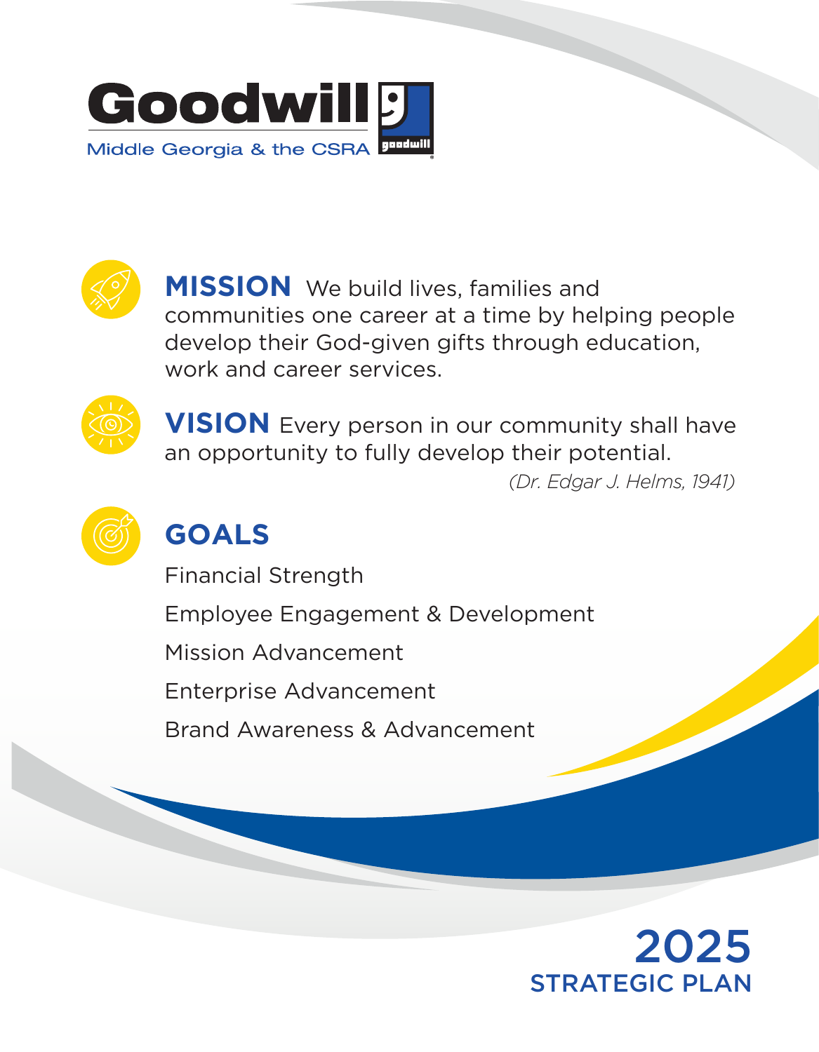# Goodwill

Middle Georgia & the CSRA

**MISSION** We build lives, families and communities one career at a time by helping people develop their God-given gifts through education, work and career services.

**VISION** Every person in our community shall have an opportunity to fully develop their potential.

*(Dr. Edgar J. Helms, 1941)*

## GOALS

Financial Strength

Employee Engagement & Development

Mission Advancement

Enterprise Advancement

Brand Awareness & Advancement

# 2025 STRATEGIC PLAN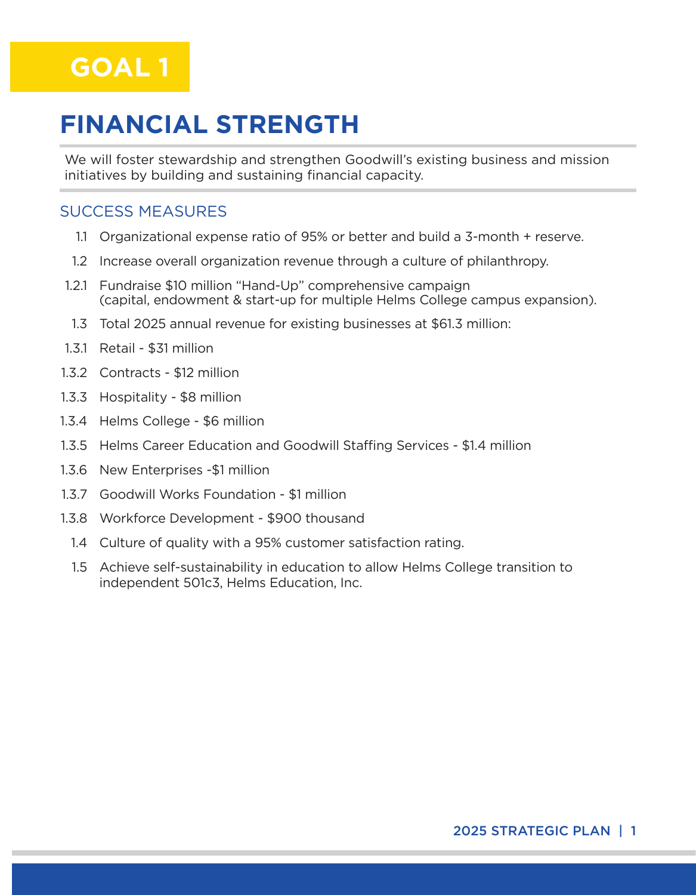# GOAL 1

## FINANCIAL STRENGTH

We will foster stewardship and strengthen Goodwill's existing business and mission initiatives by building and sustaining financial capacity.

### SUCCESS MEASURES

- 1.1 Organizational expense ratio of 95% or better and build a 3-month + reserve.
- 1.2 Increase overall organization revenue through a culture of philanthropy.
- 1.2.1 Fundraise $10 million "Hand-Up" comprehensive campaign (capital, endowment & start-up for multiple Helms College campus expansion).
- 1.3 Total 2025 annual revenue for existing businesses at $61.3 million:
- 1.3.1 Retail - $31 million
- 1.3.2 Contracts - $12 million
- 1.3.3 Hospitality - $8 million
- 1.3.4 Helms College - $6 million
- 1.3.5 Helms Career Education and Goodwill Staffing Services - $1.4 million
- 1.3.6 New Enterprises -$1 million
- 1.3.7 Goodwill Works Foundation - $1 million
- 1.3.8 Workforce Development - $900 thousand
- 1.4 Culture of quality with a 95% customer satisfaction rating.
- 1.5 Achieve self-sustainability in education to allow Helms College transition to independent 501c3, Helms Education, Inc.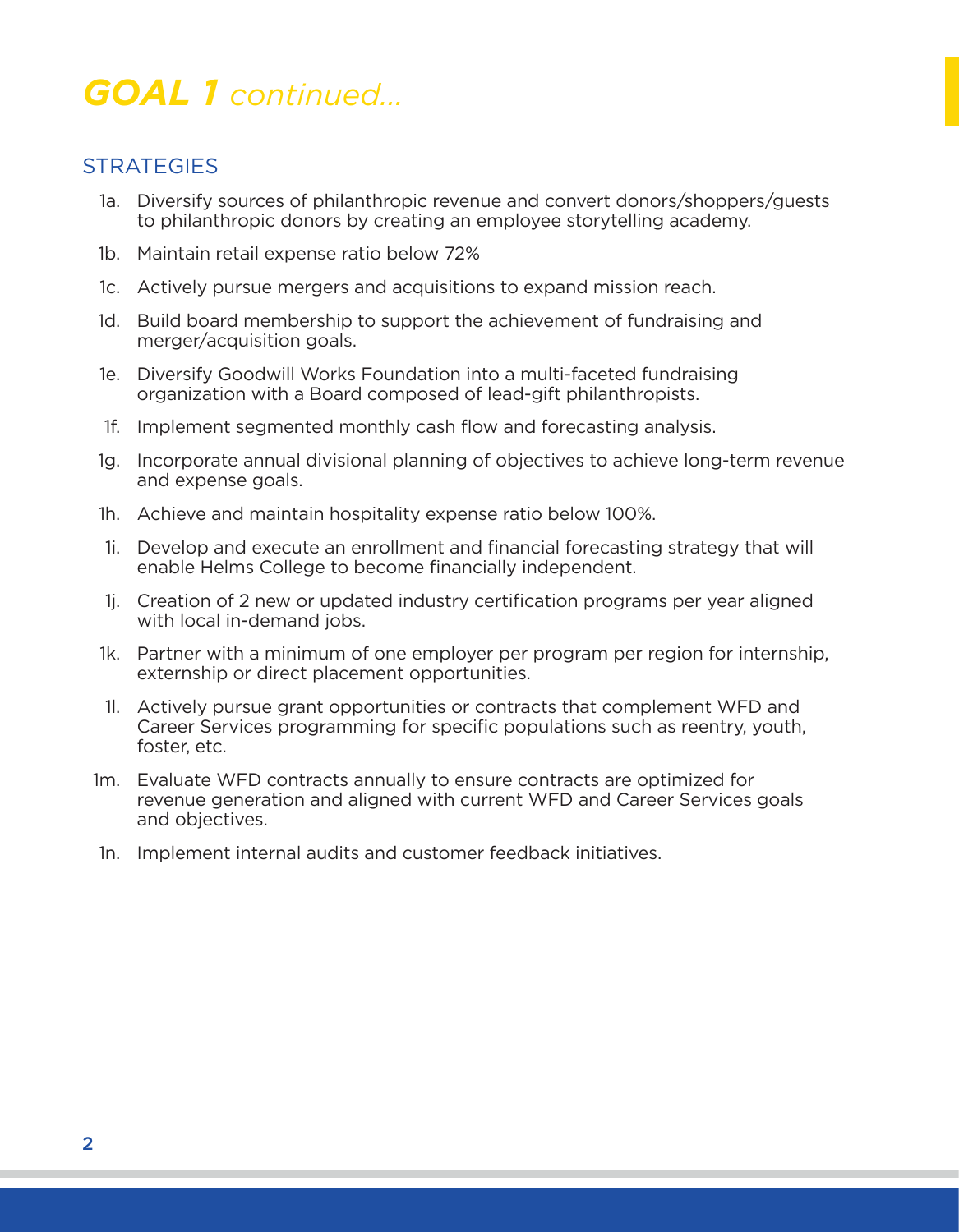# ***GOAL 1*** *continued...*

## STRATEGIES

1a. Diversify sources of philanthropic revenue and convert donors/shoppers/guests to philanthropic donors by creating an employee storytelling academy.

1b. Maintain retail expense ratio below 72%

1c. Actively pursue mergers and acquisitions to expand mission reach.

1d. Build board membership to support the achievement of fundraising and merger/acquisition goals.

1e. Diversify Goodwill Works Foundation into a multi-faceted fundraising organization with a Board composed of lead-gift philanthropists.

1f. Implement segmented monthly cash flow and forecasting analysis.

1g. Incorporate annual divisional planning of objectives to achieve long-term revenue and expense goals.

1h. Achieve and maintain hospitality expense ratio below 100%.

1i. Develop and execute an enrollment and financial forecasting strategy that will enable Helms College to become financially independent.

1j. Creation of 2 new or updated industry certification programs per year aligned with local in-demand jobs.

1k. Partner with a minimum of one employer per program per region for internship, externship or direct placement opportunities.

1l. Actively pursue grant opportunities or contracts that complement WFD and Career Services programming for specific populations such as reentry, youth, foster, etc.

1m. Evaluate WFD contracts annually to ensure contracts are optimized for revenue generation and aligned with current WFD and Career Services goals and objectives.

1n. Implement internal audits and customer feedback initiatives.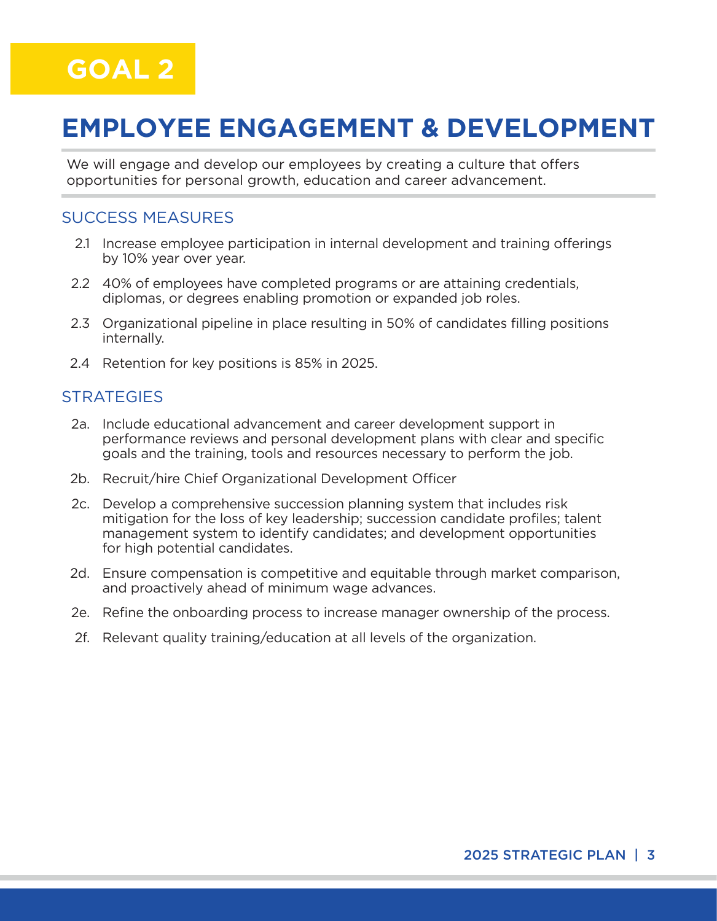# GOAL 2

## EMPLOYEE ENGAGEMENT & DEVELOPMENT

We will engage and develop our employees by creating a culture that offers opportunities for personal growth, education and career advancement.

### SUCCESS MEASURES

2.1 Increase employee participation in internal development and training offerings by 10% year over year.

2.2 40% of employees have completed programs or are attaining credentials, diplomas, or degrees enabling promotion or expanded job roles.

2.3 Organizational pipeline in place resulting in 50% of candidates filling positions internally.

2.4 Retention for key positions is 85% in 2025.

### STRATEGIES

2a. Include educational advancement and career development support in performance reviews and personal development plans with clear and specific goals and the training, tools and resources necessary to perform the job.

2b. Recruit/hire Chief Organizational Development Officer

2c. Develop a comprehensive succession planning system that includes risk mitigation for the loss of key leadership; succession candidate profiles; talent management system to identify candidates; and development opportunities for high potential candidates.

2d. Ensure compensation is competitive and equitable through market comparison, and proactively ahead of minimum wage advances.

2e. Refine the onboarding process to increase manager ownership of the process.

2f. Relevant quality training/education at all levels of the organization.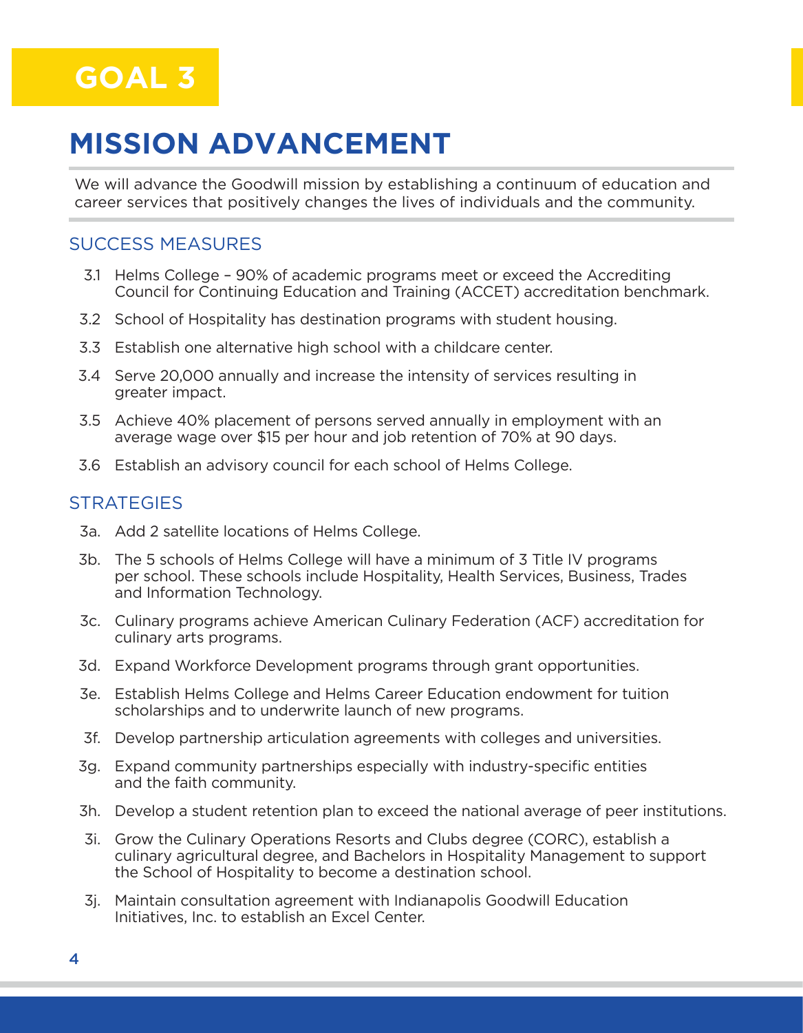# GOAL 3

## MISSION ADVANCEMENT

We will advance the Goodwill mission by establishing a continuum of education and career services that positively changes the lives of individuals and the community.

### SUCCESS MEASURES

3.1 Helms College – 90% of academic programs meet or exceed the Accrediting Council for Continuing Education and Training (ACCET) accreditation benchmark.

3.2 School of Hospitality has destination programs with student housing.

3.3 Establish one alternative high school with a childcare center.

3.4 Serve 20,000 annually and increase the intensity of services resulting in greater impact.

3.5 Achieve 40% placement of persons served annually in employment with an average wage over $15 per hour and job retention of 70% at 90 days.

3.6 Establish an advisory council for each school of Helms College.

### STRATEGIES

3a. Add 2 satellite locations of Helms College.

3b. The 5 schools of Helms College will have a minimum of 3 Title IV programs per school. These schools include Hospitality, Health Services, Business, Trades and Information Technology.

3c. Culinary programs achieve American Culinary Federation (ACF) accreditation for culinary arts programs.

3d. Expand Workforce Development programs through grant opportunities.

3e. Establish Helms College and Helms Career Education endowment for tuition scholarships and to underwrite launch of new programs.

3f. Develop partnership articulation agreements with colleges and universities.

3g. Expand community partnerships especially with industry-specific entities and the faith community.

3h. Develop a student retention plan to exceed the national average of peer institutions.

3i. Grow the Culinary Operations Resorts and Clubs degree (CORC), establish a culinary agricultural degree, and Bachelors in Hospitality Management to support the School of Hospitality to become a destination school.

3j. Maintain consultation agreement with Indianapolis Goodwill Education Initiatives, Inc. to establish an Excel Center.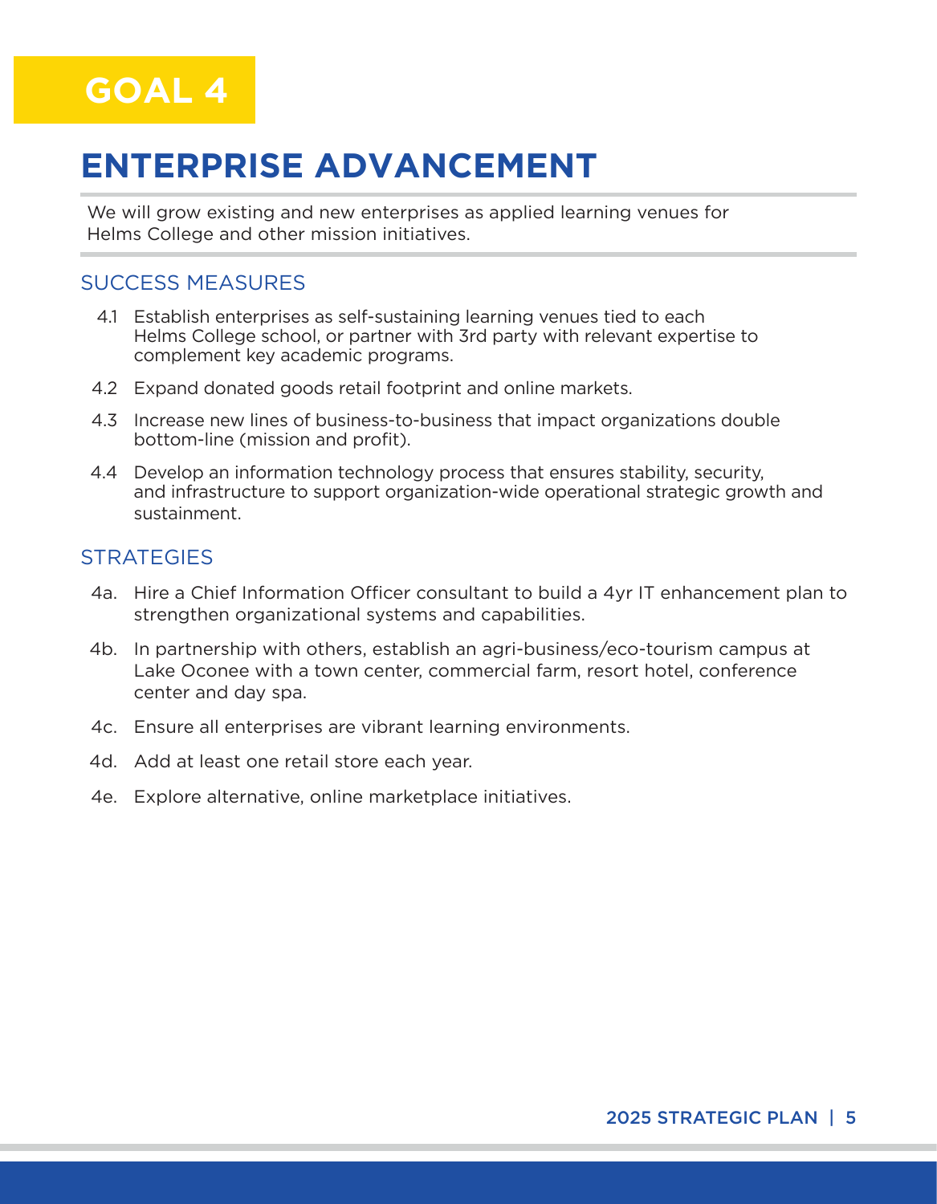# GOAL 4

## ENTERPRISE ADVANCEMENT

We will grow existing and new enterprises as applied learning venues for Helms College and other mission initiatives.

### SUCCESS MEASURES

4.1 Establish enterprises as self-sustaining learning venues tied to each Helms College school, or partner with 3rd party with relevant expertise to complement key academic programs.

4.2 Expand donated goods retail footprint and online markets.

4.3 Increase new lines of business-to-business that impact organizations double bottom-line (mission and profit).

4.4 Develop an information technology process that ensures stability, security, and infrastructure to support organization-wide operational strategic growth and sustainment.

### STRATEGIES

4a. Hire a Chief Information Officer consultant to build a 4yr IT enhancement plan to strengthen organizational systems and capabilities.

4b. In partnership with others, establish an agri-business/eco-tourism campus at Lake Oconee with a town center, commercial farm, resort hotel, conference center and day spa.

4c. Ensure all enterprises are vibrant learning environments.

4d. Add at least one retail store each year.

4e. Explore alternative, online marketplace initiatives.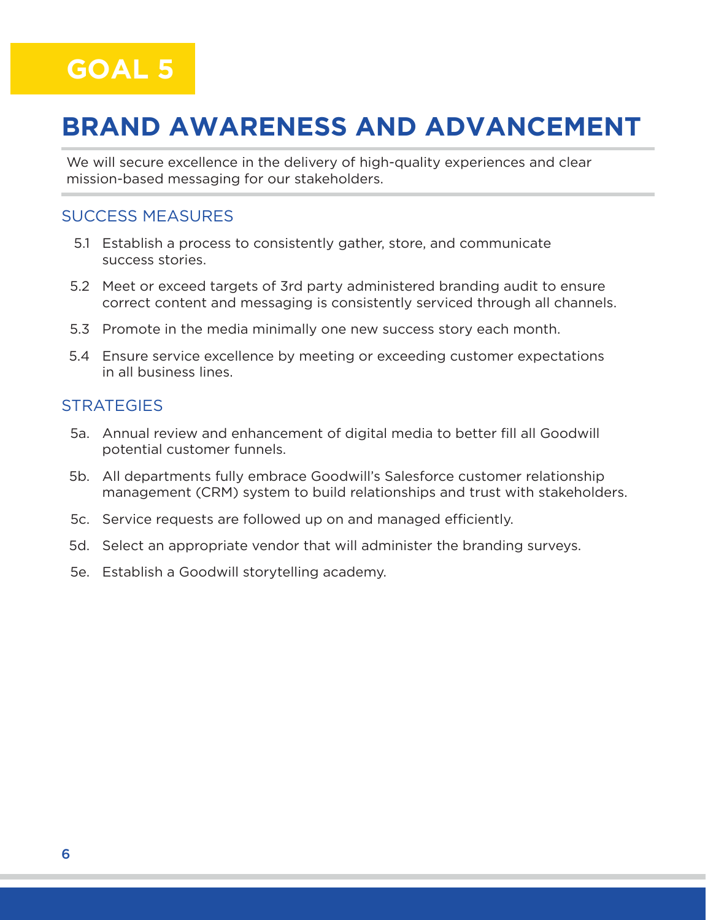# GOAL 5

## BRAND AWARENESS AND ADVANCEMENT

We will secure excellence in the delivery of high-quality experiences and clear mission-based messaging for our stakeholders.

### SUCCESS MEASURES

5.1 Establish a process to consistently gather, store, and communicate success stories.

5.2 Meet or exceed targets of 3rd party administered branding audit to ensure correct content and messaging is consistently serviced through all channels.

5.3 Promote in the media minimally one new success story each month.

5.4 Ensure service excellence by meeting or exceeding customer expectations in all business lines.

### STRATEGIES

5a. Annual review and enhancement of digital media to better fill all Goodwill potential customer funnels.

5b. All departments fully embrace Goodwill's Salesforce customer relationship management (CRM) system to build relationships and trust with stakeholders.

5c. Service requests are followed up on and managed efficiently.

5d. Select an appropriate vendor that will administer the branding surveys.

5e. Establish a Goodwill storytelling academy.